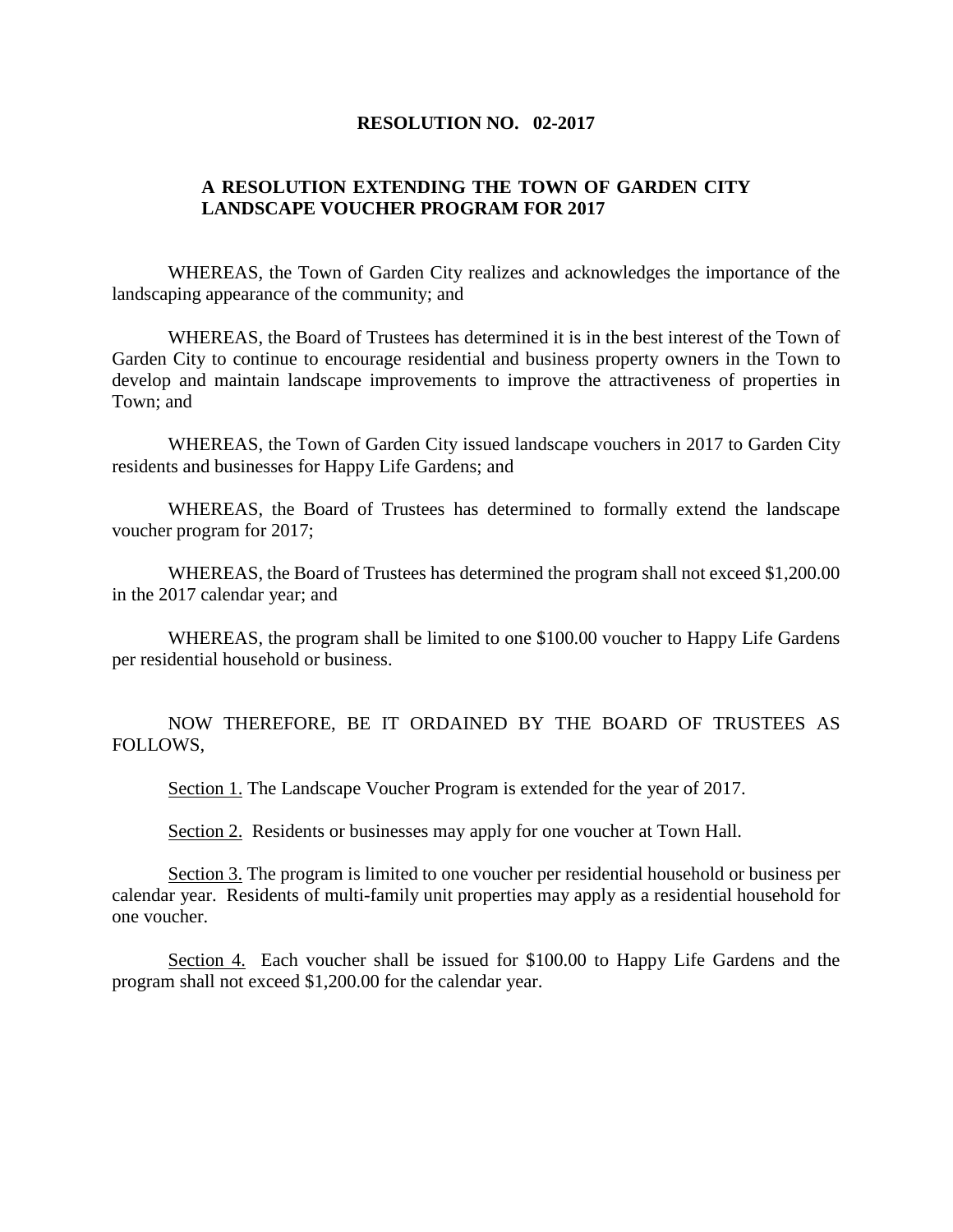# RESOLUTION NO. 02-2017

## A RESOLUTION EXTENDING THE TOWN OF GARDEN CITY LANDSCAPE VOUCHER PROGRAM FOR 2017

WHEREAS, the Town of Garden City realizes and acknowledges the importance of the landscaping appearance of the community; and

WHEREAS, the Board of Trustees has determined it is in the best interest of the Town of Garden City to continue to encourage residential and business property owners in the Town to develop and maintain landscape improvements to improve the attractiveness of properties in Town; and

WHEREAS, the Town of Garden City issued landscape vouchers in 2017 to Garden City residents and businesses for Happy Life Gardens; and

WHEREAS, the Board of Trustees has determined to formally extend the landscape voucher program for 2017;

WHEREAS, the Board of Trustees has determined the program shall not exceed $1,200.00 in the 2017 calendar year; and

WHEREAS, the program shall be limited to one $100.00 voucher to Happy Life Gardens per residential household or business.

NOW THEREFORE, BE IT ORDAINED BY THE BOARD OF TRUSTEES AS FOLLOWS,

Section 1. The Landscape Voucher Program is extended for the year of 2017.

Section 2. Residents or businesses may apply for one voucher at Town Hall.

Section 3. The program is limited to one voucher per residential household or business per calendar year. Residents of multi-family unit properties may apply as a residential household for one voucher.

Section 4. Each voucher shall be issued for $100.00 to Happy Life Gardens and the program shall not exceed $1,200.00 for the calendar year.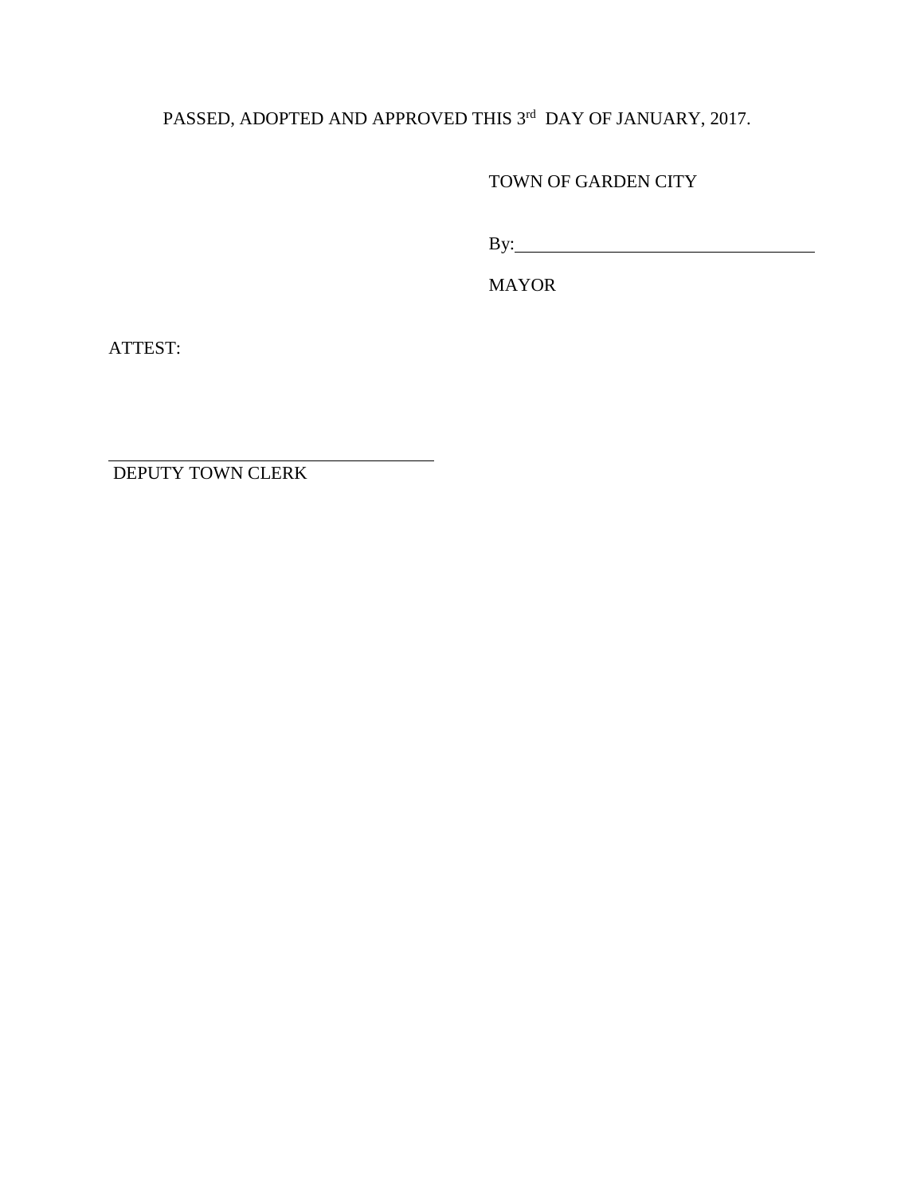PASSED, ADOPTED AND APPROVED THIS 3rd DAY OF JANUARY, 2017.

TOWN OF GARDEN CITY

By:\_\_\_\_\_\_\_\_\_\_\_\_\_\_\_\_\_\_\_\_\_\_\_\_\_\_\_\_\_\_\_\_\_\_

MAYOR

ATTEST:

\_\_\_\_\_\_\_\_\_\_\_\_\_\_\_\_\_\_\_\_\_\_\_\_\_\_\_\_\_\_\_\_\_\_\_\_\_\_

DEPUTY TOWN CLERK